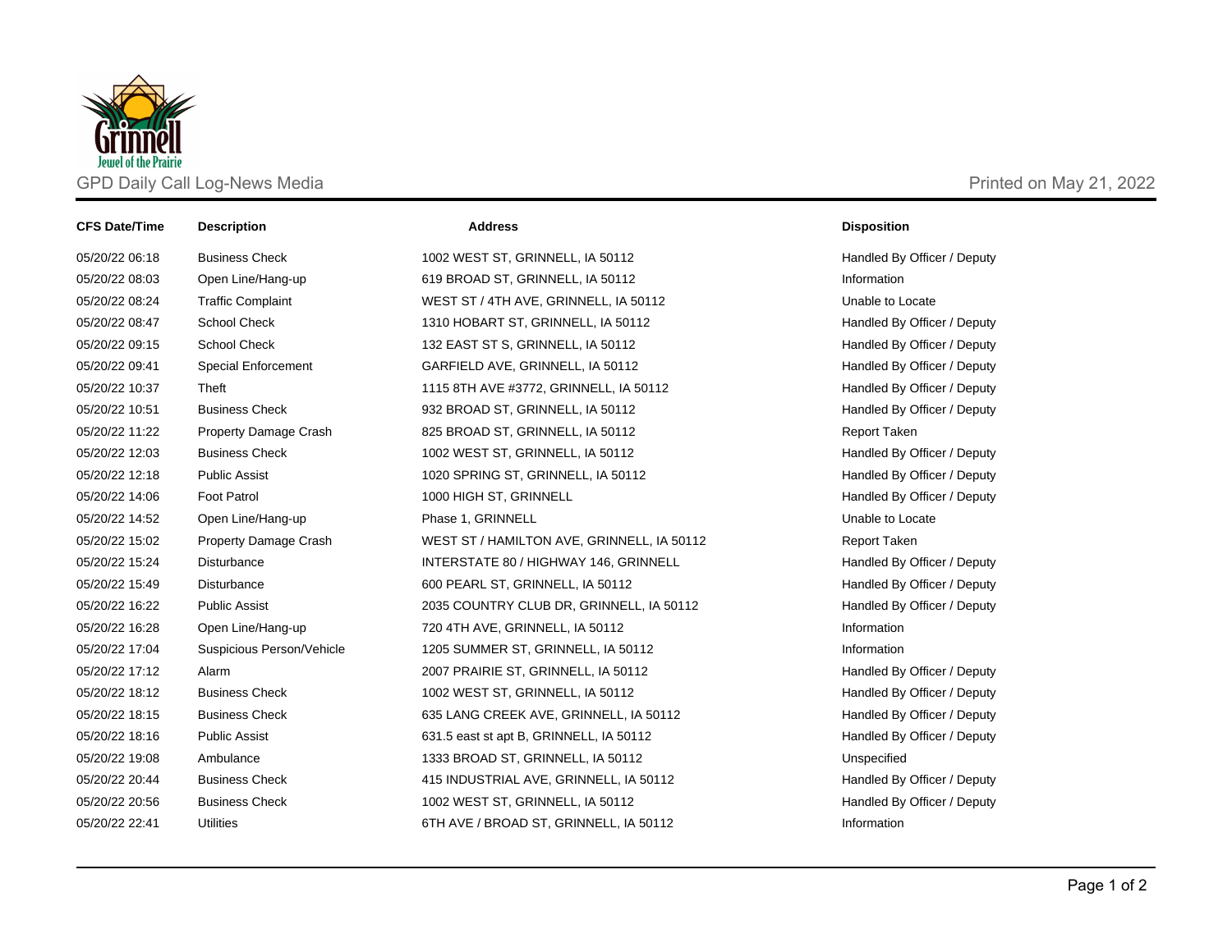GPD Daily Call Log-News Media

Printed on May 21, 2022

| CFS Date/Time | Description | Address | Disposition |
|---|---|---|---|
| 05/20/22 06:18 | Business Check | 1002 WEST ST, GRINNELL, IA 50112 | Handled By Officer / Deputy |
| 05/20/22 08:03 | Open Line/Hang-up | 619 BROAD ST, GRINNELL, IA 50112 | Information |
| 05/20/22 08:24 | Traffic Complaint | WEST ST / 4TH AVE, GRINNELL, IA 50112 | Unable to Locate |
| 05/20/22 08:47 | School Check | 1310 HOBART ST, GRINNELL, IA 50112 | Handled By Officer / Deputy |
| 05/20/22 09:15 | School Check | 132 EAST ST S, GRINNELL, IA 50112 | Handled By Officer / Deputy |
| 05/20/22 09:41 | Special Enforcement | GARFIELD AVE, GRINNELL, IA 50112 | Handled By Officer / Deputy |
| 05/20/22 10:37 | Theft | 1115 8TH AVE #3772, GRINNELL, IA 50112 | Handled By Officer / Deputy |
| 05/20/22 10:51 | Business Check | 932 BROAD ST, GRINNELL, IA 50112 | Handled By Officer / Deputy |
| 05/20/22 11:22 | Property Damage Crash | 825 BROAD ST, GRINNELL, IA 50112 | Report Taken |
| 05/20/22 12:03 | Business Check | 1002 WEST ST, GRINNELL, IA 50112 | Handled By Officer / Deputy |
| 05/20/22 12:18 | Public Assist | 1020 SPRING ST, GRINNELL, IA 50112 | Handled By Officer / Deputy |
| 05/20/22 14:06 | Foot Patrol | 1000 HIGH ST, GRINNELL | Handled By Officer / Deputy |
| 05/20/22 14:52 | Open Line/Hang-up | Phase 1, GRINNELL | Unable to Locate |
| 05/20/22 15:02 | Property Damage Crash | WEST ST / HAMILTON AVE, GRINNELL, IA 50112 | Report Taken |
| 05/20/22 15:24 | Disturbance | INTERSTATE 80 / HIGHWAY 146, GRINNELL | Handled By Officer / Deputy |
| 05/20/22 15:49 | Disturbance | 600 PEARL ST, GRINNELL, IA 50112 | Handled By Officer / Deputy |
| 05/20/22 16:22 | Public Assist | 2035 COUNTRY CLUB DR, GRINNELL, IA 50112 | Handled By Officer / Deputy |
| 05/20/22 16:28 | Open Line/Hang-up | 720 4TH AVE, GRINNELL, IA 50112 | Information |
| 05/20/22 17:04 | Suspicious Person/Vehicle | 1205 SUMMER ST, GRINNELL, IA 50112 | Information |
| 05/20/22 17:12 | Alarm | 2007 PRAIRIE ST, GRINNELL, IA 50112 | Handled By Officer / Deputy |
| 05/20/22 18:12 | Business Check | 1002 WEST ST, GRINNELL, IA 50112 | Handled By Officer / Deputy |
| 05/20/22 18:15 | Business Check | 635 LANG CREEK AVE, GRINNELL, IA 50112 | Handled By Officer / Deputy |
| 05/20/22 18:16 | Public Assist | 631.5 east st apt B, GRINNELL, IA 50112 | Handled By Officer / Deputy |
| 05/20/22 19:08 | Ambulance | 1333 BROAD ST, GRINNELL, IA 50112 | Unspecified |
| 05/20/22 20:44 | Business Check | 415 INDUSTRIAL AVE, GRINNELL, IA 50112 | Handled By Officer / Deputy |
| 05/20/22 20:56 | Business Check | 1002 WEST ST, GRINNELL, IA 50112 | Handled By Officer / Deputy |
| 05/20/22 22:41 | Utilities | 6TH AVE / BROAD ST, GRINNELL, IA 50112 | Information |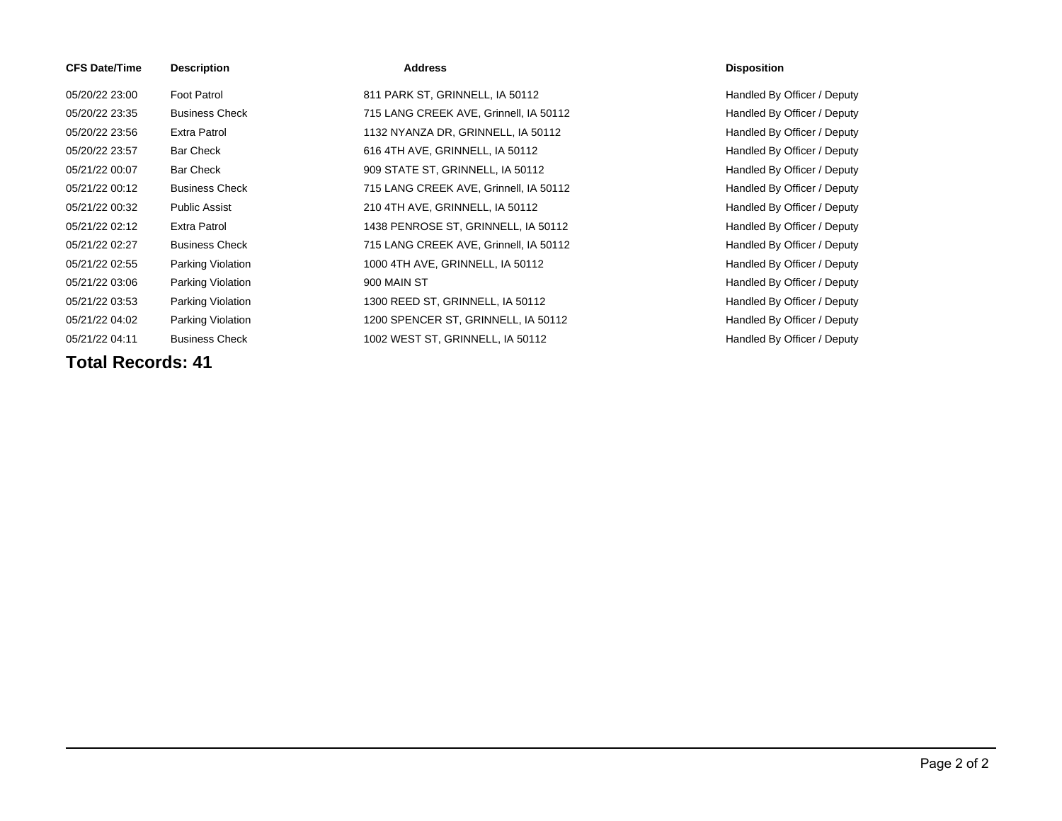| CFS Date/Time | Description | Address | Disposition |
| --- | --- | --- | --- |
| 05/20/22 23:00 | Foot Patrol | 811 PARK ST, GRINNELL, IA 50112 | Handled By Officer / Deputy |
| 05/20/22 23:35 | Business Check | 715 LANG CREEK AVE, Grinnell, IA 50112 | Handled By Officer / Deputy |
| 05/20/22 23:56 | Extra Patrol | 1132 NYANZA DR, GRINNELL, IA 50112 | Handled By Officer / Deputy |
| 05/20/22 23:57 | Bar Check | 616 4TH AVE, GRINNELL, IA 50112 | Handled By Officer / Deputy |
| 05/21/22 00:07 | Bar Check | 909 STATE ST, GRINNELL, IA 50112 | Handled By Officer / Deputy |
| 05/21/22 00:12 | Business Check | 715 LANG CREEK AVE, Grinnell, IA 50112 | Handled By Officer / Deputy |
| 05/21/22 00:32 | Public Assist | 210 4TH AVE, GRINNELL, IA 50112 | Handled By Officer / Deputy |
| 05/21/22 02:12 | Extra Patrol | 1438 PENROSE ST, GRINNELL, IA 50112 | Handled By Officer / Deputy |
| 05/21/22 02:27 | Business Check | 715 LANG CREEK AVE, Grinnell, IA 50112 | Handled By Officer / Deputy |
| 05/21/22 02:55 | Parking Violation | 1000 4TH AVE, GRINNELL, IA 50112 | Handled By Officer / Deputy |
| 05/21/22 03:06 | Parking Violation | 900 MAIN ST | Handled By Officer / Deputy |
| 05/21/22 03:53 | Parking Violation | 1300 REED ST, GRINNELL, IA 50112 | Handled By Officer / Deputy |
| 05/21/22 04:02 | Parking Violation | 1200 SPENCER ST, GRINNELL, IA 50112 | Handled By Officer / Deputy |
| 05/21/22 04:11 | Business Check | 1002 WEST ST, GRINNELL, IA 50112 | Handled By Officer / Deputy |

**Total Records: 41**